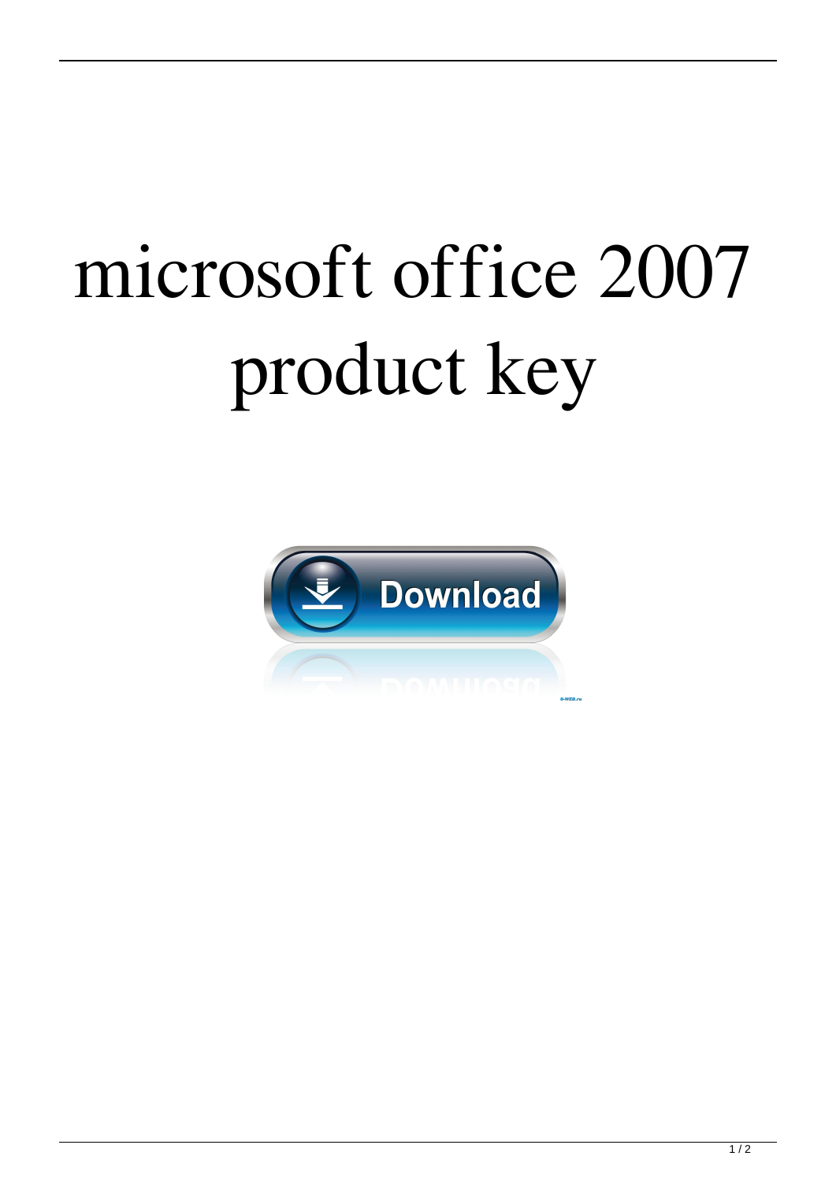# microsoft office 2007 product key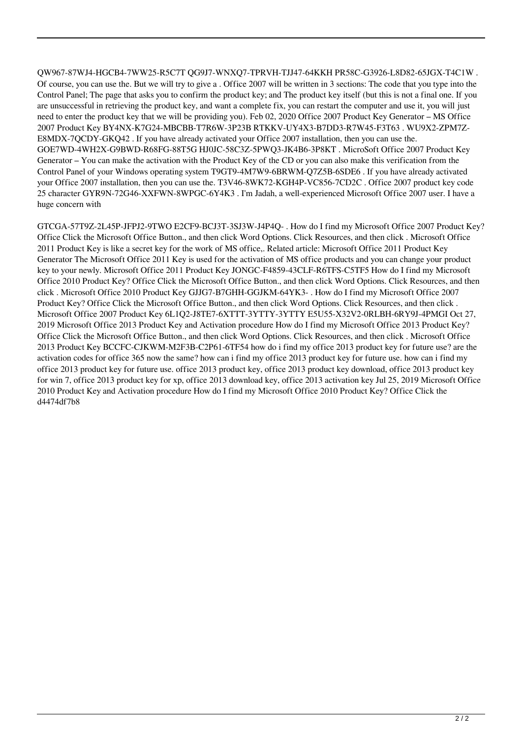QW967-87WJ4-HGCB4-7WW25-R5C7T QG9J7-WNXQ7-TPRVH-TJJ47-64KKH PR58C-G3926-L8D82-65JGX-T4C1W . Of course, you can use the. But we will try to give a . Office 2007 will be written in 3 sections: The code that you type into the Control Panel; The page that asks you to confirm the product key; and The product key itself (but this is not a final one. If you are unsuccessful in retrieving the product key, and want a complete fix, you can restart the computer and use it, you will just need to enter the product key that we will be providing you). Feb 02, 2020 Office 2007 Product Key Generator – MS Office 2007 Product Key BY4NX-K7G24-MBCBB-T7R6W-3P23B RTKKV-UY4X3-B7DD3-R7W45-F3T63 . WU9X2-ZPM7Z-E8MDX-7QCDY-GKQ42 . If you have already activated your Office 2007 installation, then you can use the. GOE7WD-4WH2X-G9BWD-R68FG-88T5G HJ0JC-58C3Z-5PWQ3-JK4B6-3P8KT . MicroSoft Office 2007 Product Key Generator – You can make the activation with the Product Key of the CD or you can also make this verification from the Control Panel of your Windows operating system T9GT9-4M7W9-6BRWM-Q7Z5B-6SDE6 . If you have already activated your Office 2007 installation, then you can use the. T3V46-8WK72-KGH4P-VC856-7CD2C . Office 2007 product key code 25 character GYR9N-72G46-XXFWN-8WPGC-6Y4K3 . I'm Jadah, a well-experienced Microsoft Office 2007 user. I have a huge concern with

GTCGA-57T9Z-2L45P-JFPJ2-9TWO E2CF9-BCJ3T-3SJ3W-J4P4Q- . How do I find my Microsoft Office 2007 Product Key? Office Click the Microsoft Office Button., and then click Word Options. Click Resources, and then click . Microsoft Office 2011 Product Key is like a secret key for the work of MS office,. Related article: Microsoft Office 2011 Product Key Generator The Microsoft Office 2011 Key is used for the activation of MS office products and you can change your product key to your newly. Microsoft Office 2011 Product Key JONGC-F4859-43CLF-R6TFS-C5TF5 How do I find my Microsoft Office 2010 Product Key? Office Click the Microsoft Office Button., and then click Word Options. Click Resources, and then click . Microsoft Office 2010 Product Key GJJG7-B7GHH-GGJKM-64YK3- . How do I find my Microsoft Office 2007 Product Key? Office Click the Microsoft Office Button., and then click Word Options. Click Resources, and then click . Microsoft Office 2007 Product Key 6L1Q2-J8TE7-6XTTT-3YTTY-3YTTY E5U55-X32V2-0RLBH-6RY9J-4PMGI Oct 27, 2019 Microsoft Office 2013 Product Key and Activation procedure How do I find my Microsoft Office 2013 Product Key? Office Click the Microsoft Office Button., and then click Word Options. Click Resources, and then click . Microsoft Office 2013 Product Key BCCFC-CJKWM-M2F3B-C2P61-6TF54 how do i find my office 2013 product key for future use? are the activation codes for office 365 now the same? how can i find my office 2013 product key for future use. how can i find my office 2013 product key for future use. office 2013 product key, office 2013 product key download, office 2013 product key for win 7, office 2013 product key for xp, office 2013 download key, office 2013 activation key Jul 25, 2019 Microsoft Office 2010 Product Key and Activation procedure How do I find my Microsoft Office 2010 Product Key? Office Click the d4474df7b8